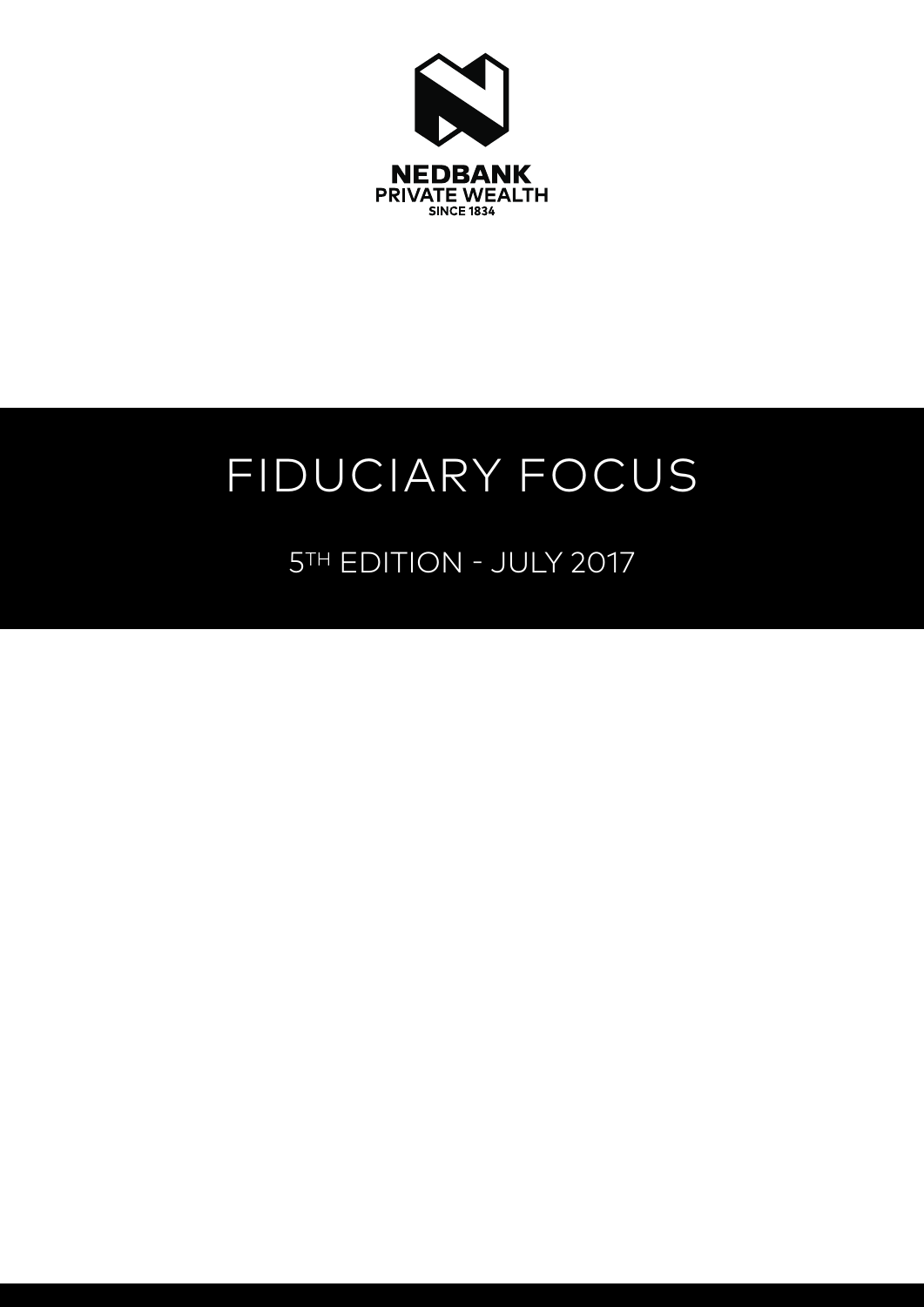NEDBANK
PRIVATE WEALTH
SINCE 1834

# FIDUCIARY FOCUS

5TH EDITION - JULY 2017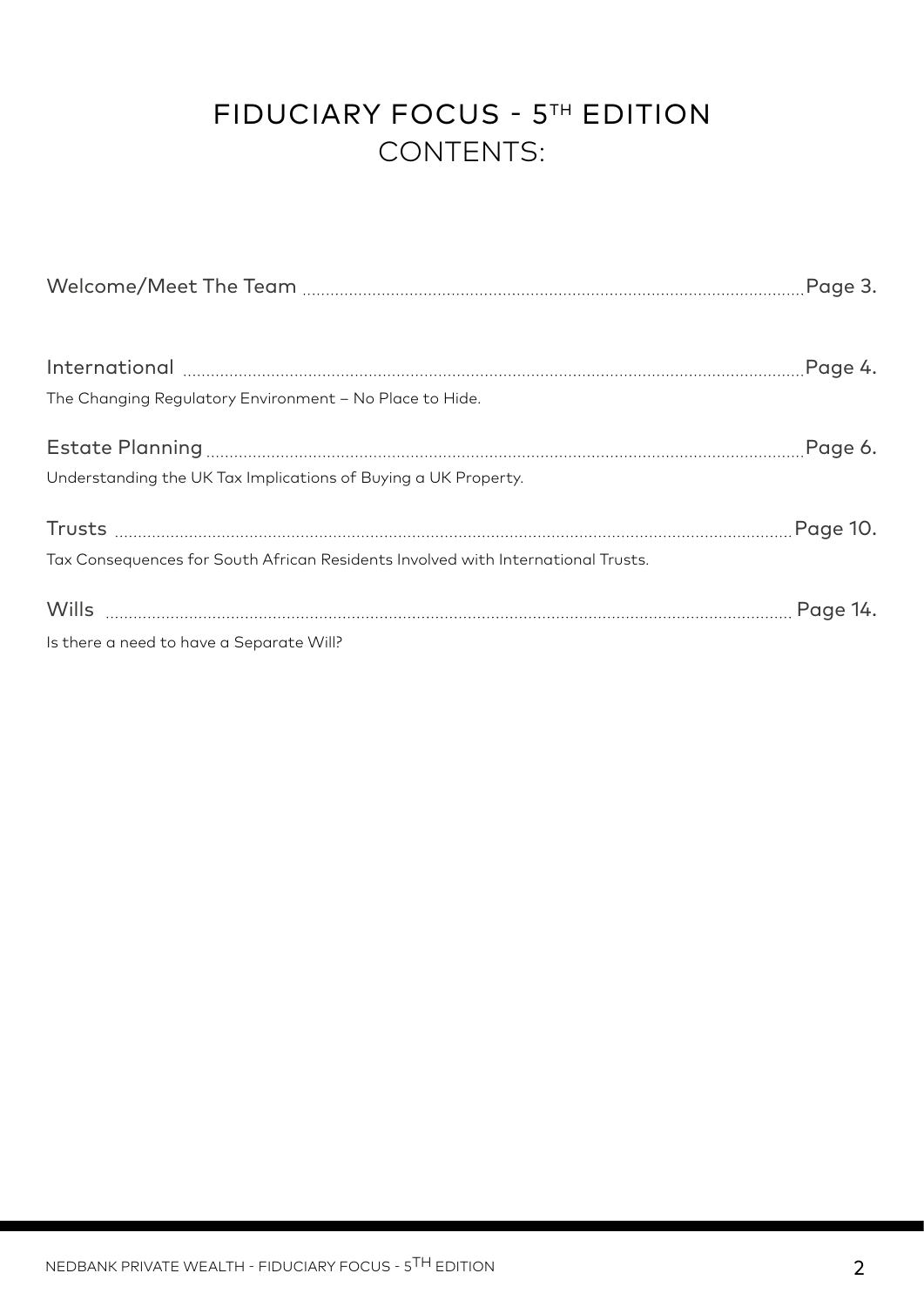# FIDUCIARY FOCUS - 5TH EDITION

## CONTENTS:

Welcome/Meet The Team .......... Page 3.

International .......... Page 4.
The Changing Regulatory Environment – No Place to Hide.

Estate Planning .......... Page 6.
Understanding the UK Tax Implications of Buying a UK Property.

Trusts .......... Page 10.
Tax Consequences for South African Residents Involved with International Trusts.

Wills .......... Page 14.
Is there a need to have a Separate Will?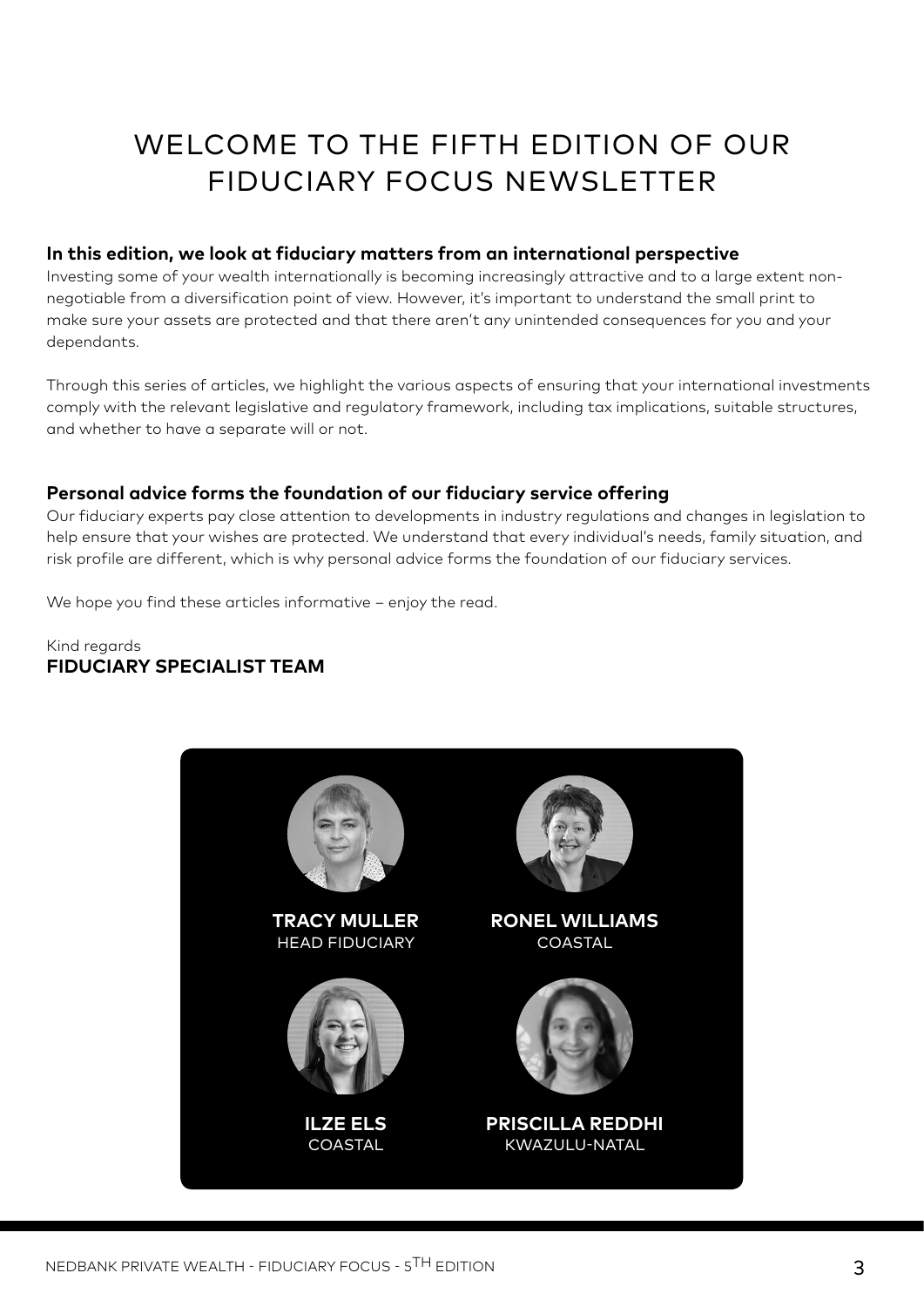# WELCOME TO THE FIFTH EDITION OF OUR FIDUCIARY FOCUS NEWSLETTER

**In this edition, we look at fiduciary matters from an international perspective**

Investing some of your wealth internationally is becoming increasingly attractive and to a large extent non-negotiable from a diversification point of view. However, it's important to understand the small print to make sure your assets are protected and that there aren't any unintended consequences for you and your dependants.

Through this series of articles, we highlight the various aspects of ensuring that your international investments comply with the relevant legislative and regulatory framework, including tax implications, suitable structures, and whether to have a separate will or not.

**Personal advice forms the foundation of our fiduciary service offering**

Our fiduciary experts pay close attention to developments in industry regulations and changes in legislation to help ensure that your wishes are protected. We understand that every individual's needs, family situation, and risk profile are different, which is why personal advice forms the foundation of our fiduciary services.

We hope you find these articles informative – enjoy the read.

Kind regards
**FIDUCIARY SPECIALIST TEAM**

**TRACY MULLER**
HEAD FIDUCIARY

**RONEL WILLIAMS**
COASTAL

**ILZE ELS**
COASTAL

**PRISCILLA REDDHI**
KWAZULU-NATAL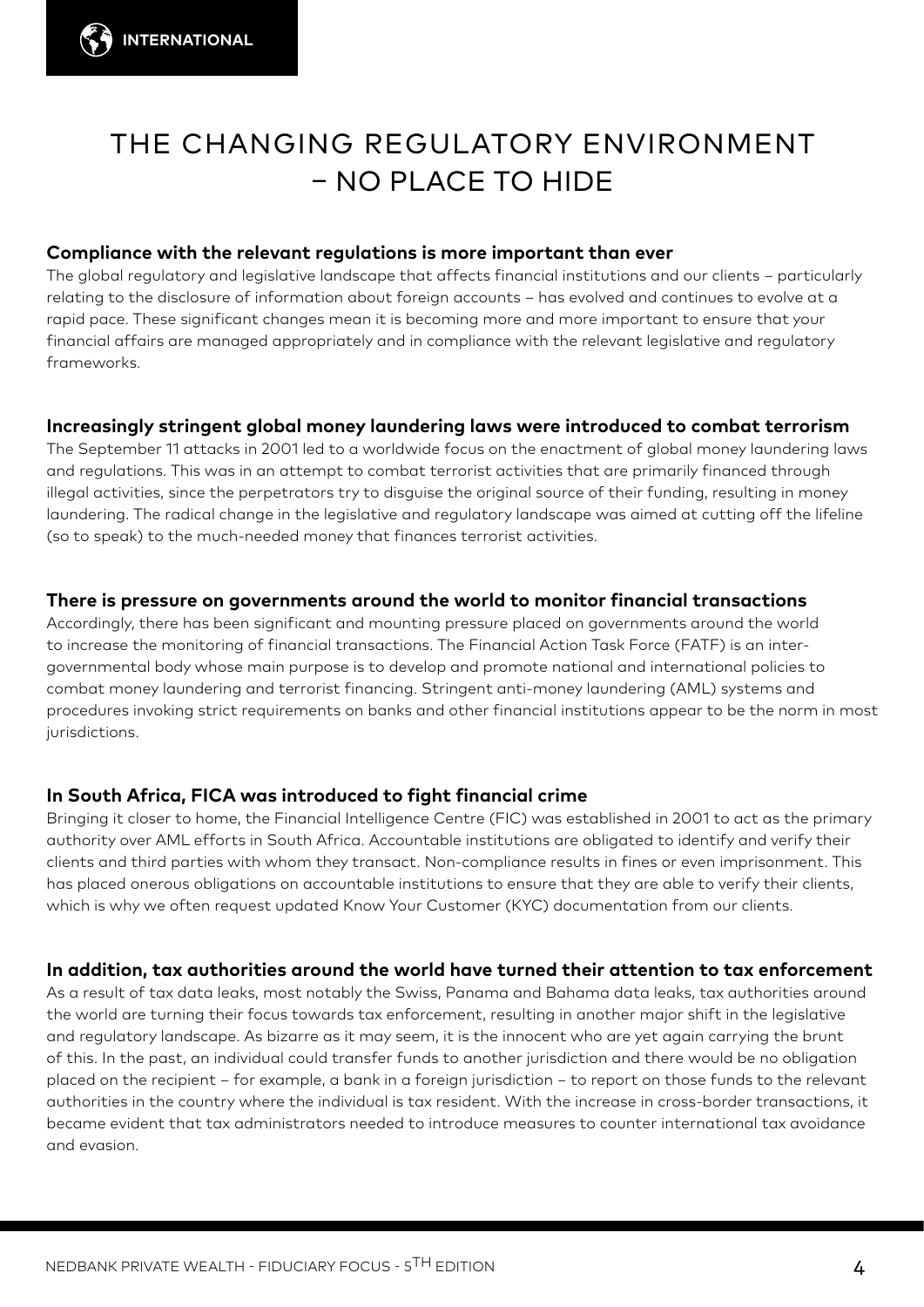INTERNATIONAL

# THE CHANGING REGULATORY ENVIRONMENT – NO PLACE TO HIDE

**Compliance with the relevant regulations is more important than ever**

The global regulatory and legislative landscape that affects financial institutions and our clients – particularly relating to the disclosure of information about foreign accounts – has evolved and continues to evolve at a rapid pace. These significant changes mean it is becoming more and more important to ensure that your financial affairs are managed appropriately and in compliance with the relevant legislative and regulatory frameworks.

**Increasingly stringent global money laundering laws were introduced to combat terrorism**

The September 11 attacks in 2001 led to a worldwide focus on the enactment of global money laundering laws and regulations. This was in an attempt to combat terrorist activities that are primarily financed through illegal activities, since the perpetrators try to disguise the original source of their funding, resulting in money laundering. The radical change in the legislative and regulatory landscape was aimed at cutting off the lifeline (so to speak) to the much-needed money that finances terrorist activities.

**There is pressure on governments around the world to monitor financial transactions**

Accordingly, there has been significant and mounting pressure placed on governments around the world to increase the monitoring of financial transactions. The Financial Action Task Force (FATF) is an inter-governmental body whose main purpose is to develop and promote national and international policies to combat money laundering and terrorist financing. Stringent anti-money laundering (AML) systems and procedures invoking strict requirements on banks and other financial institutions appear to be the norm in most jurisdictions.

**In South Africa, FICA was introduced to fight financial crime**

Bringing it closer to home, the Financial Intelligence Centre (FIC) was established in 2001 to act as the primary authority over AML efforts in South Africa. Accountable institutions are obligated to identify and verify their clients and third parties with whom they transact. Non-compliance results in fines or even imprisonment. This has placed onerous obligations on accountable institutions to ensure that they are able to verify their clients, which is why we often request updated Know Your Customer (KYC) documentation from our clients.

**In addition, tax authorities around the world have turned their attention to tax enforcement**

As a result of tax data leaks, most notably the Swiss, Panama and Bahama data leaks, tax authorities around the world are turning their focus towards tax enforcement, resulting in another major shift in the legislative and regulatory landscape. As bizarre as it may seem, it is the innocent who are yet again carrying the brunt of this. In the past, an individual could transfer funds to another jurisdiction and there would be no obligation placed on the recipient – for example, a bank in a foreign jurisdiction – to report on those funds to the relevant authorities in the country where the individual is tax resident. With the increase in cross-border transactions, it became evident that tax administrators needed to introduce measures to counter international tax avoidance and evasion.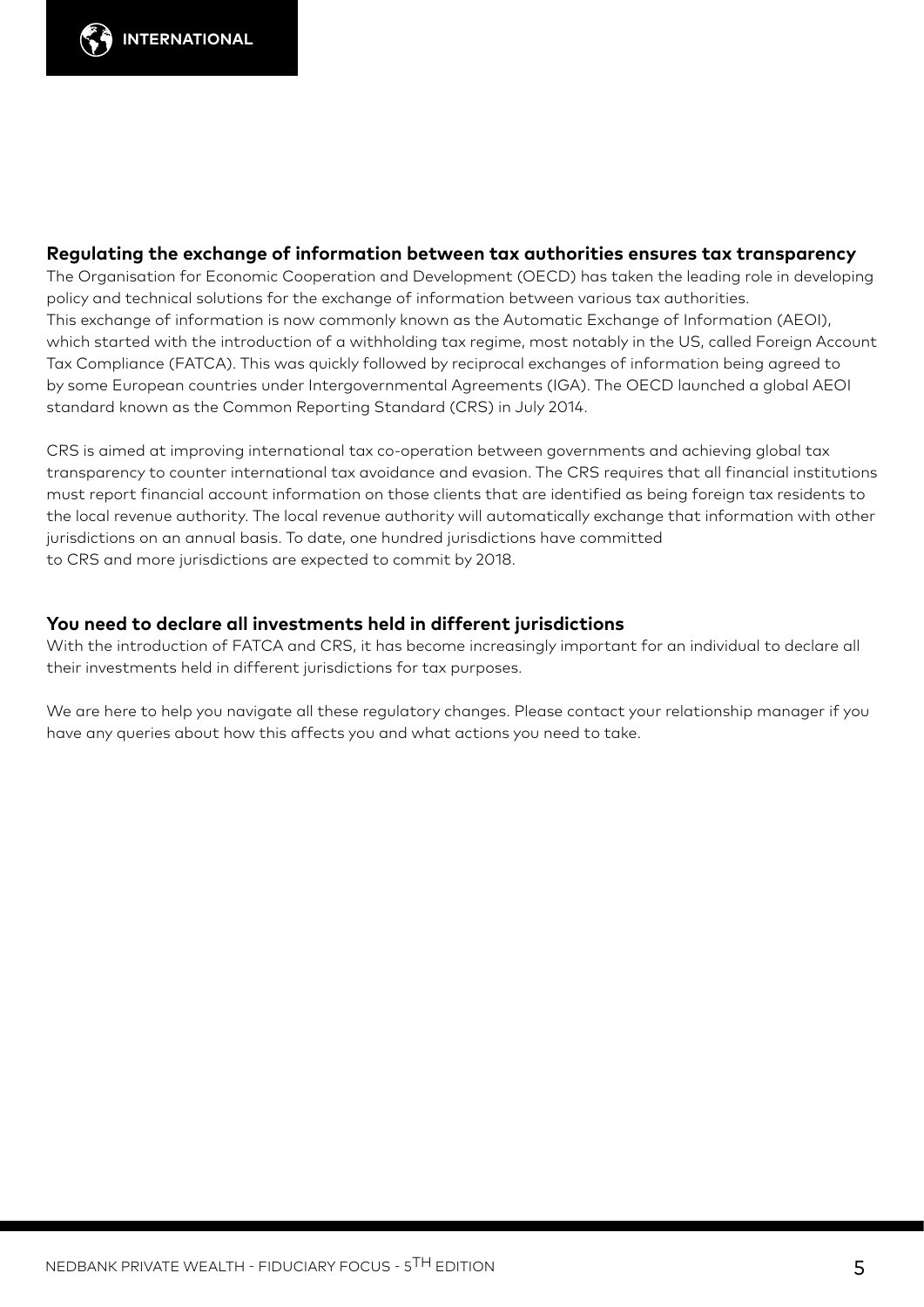## Regulating the exchange of information between tax authorities ensures tax transparency

The Organisation for Economic Cooperation and Development (OECD) has taken the leading role in developing policy and technical solutions for the exchange of information between various tax authorities.
This exchange of information is now commonly known as the Automatic Exchange of Information (AEOI), which started with the introduction of a withholding tax regime, most notably in the US, called Foreign Account Tax Compliance (FATCA). This was quickly followed by reciprocal exchanges of information being agreed to by some European countries under Intergovernmental Agreements (IGA). The OECD launched a global AEOI standard known as the Common Reporting Standard (CRS) in July 2014.

CRS is aimed at improving international tax co-operation between governments and achieving global tax transparency to counter international tax avoidance and evasion. The CRS requires that all financial institutions must report financial account information on those clients that are identified as being foreign tax residents to the local revenue authority. The local revenue authority will automatically exchange that information with other jurisdictions on an annual basis. To date, one hundred jurisdictions have committed to CRS and more jurisdictions are expected to commit by 2018.

## You need to declare all investments held in different jurisdictions

With the introduction of FATCA and CRS, it has become increasingly important for an individual to declare all their investments held in different jurisdictions for tax purposes.

We are here to help you navigate all these regulatory changes. Please contact your relationship manager if you have any queries about how this affects you and what actions you need to take.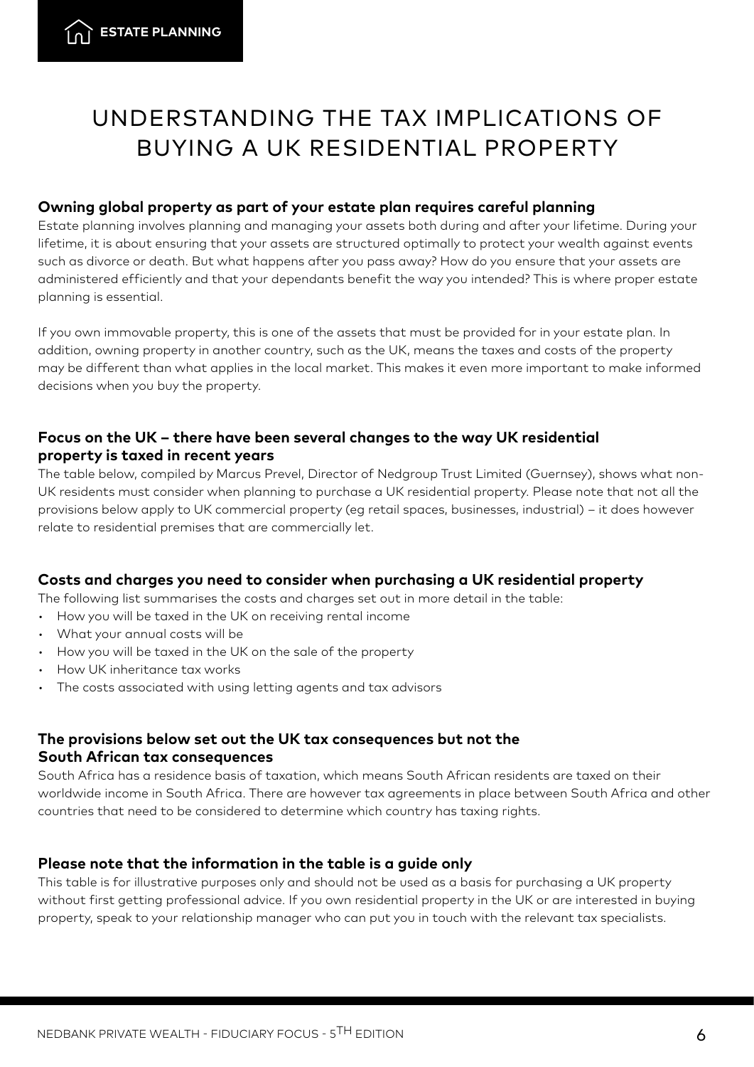ESTATE PLANNING

# UNDERSTANDING THE TAX IMPLICATIONS OF BUYING A UK RESIDENTIAL PROPERTY

### Owning global property as part of your estate plan requires careful planning

Estate planning involves planning and managing your assets both during and after your lifetime. During your lifetime, it is about ensuring that your assets are structured optimally to protect your wealth against events such as divorce or death. But what happens after you pass away? How do you ensure that your assets are administered efficiently and that your dependants benefit the way you intended? This is where proper estate planning is essential.

If you own immovable property, this is one of the assets that must be provided for in your estate plan. In addition, owning property in another country, such as the UK, means the taxes and costs of the property may be different than what applies in the local market. This makes it even more important to make informed decisions when you buy the property.

### Focus on the UK – there have been several changes to the way UK residential property is taxed in recent years

The table below, compiled by Marcus Prevel, Director of Nedgroup Trust Limited (Guernsey), shows what non-UK residents must consider when planning to purchase a UK residential property. Please note that not all the provisions below apply to UK commercial property (eg retail spaces, businesses, industrial) – it does however relate to residential premises that are commercially let.

### Costs and charges you need to consider when purchasing a UK residential property

The following list summarises the costs and charges set out in more detail in the table:

- How you will be taxed in the UK on receiving rental income
- What your annual costs will be
- How you will be taxed in the UK on the sale of the property
- How UK inheritance tax works
- The costs associated with using letting agents and tax advisors

### The provisions below set out the UK tax consequences but not the South African tax consequences

South Africa has a residence basis of taxation, which means South African residents are taxed on their worldwide income in South Africa. There are however tax agreements in place between South Africa and other countries that need to be considered to determine which country has taxing rights.

### Please note that the information in the table is a guide only

This table is for illustrative purposes only and should not be used as a basis for purchasing a UK property without first getting professional advice. If you own residential property in the UK or are interested in buying property, speak to your relationship manager who can put you in touch with the relevant tax specialists.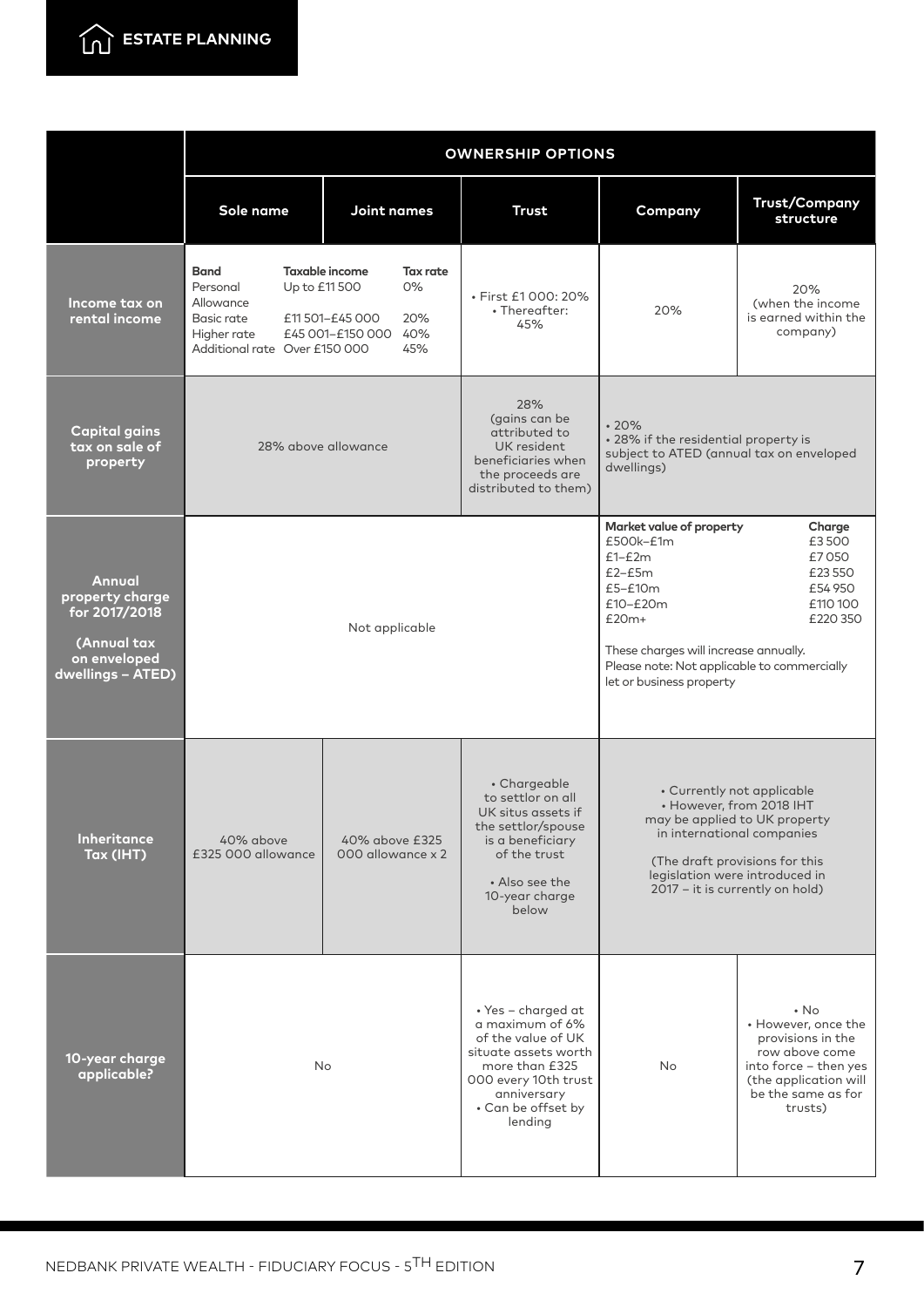| | OWNERSHIP OPTIONS | | | | |
|---|---|---|---|---|---|
| | **Sole name** | **Joint names** | **Trust** | **Company** | **Trust/Company structure** |
| **Income tax on rental income** | **Band** / **Taxable income** / **Tax rate**<br>Personal Allowance / Up to £11 500 / 0%<br>Basic rate / £11 501–£45 000 / 20%<br>Higher rate / £45 001–£150 000 / 40%<br>Additional rate / Over £150 000 / 45% | | • First £1 000: 20%<br>• Thereafter: 45% | 20% | 20% (when the income is earned within the company) |
| **Capital gains tax on sale of property** | 28% above allowance | | 28% (gains can be attributed to UK resident beneficiaries when the proceeds are distributed to them) | • 20%<br>• 28% if the residential property is subject to ATED (annual tax on enveloped dwellings) | |
| **Annual property charge for 2017/2018 (Annual tax on enveloped dwellings – ATED)** | Not applicable | | | **Market value of property** / **Charge**<br>£500k–£1m / £3 500<br>£1–£2m / £7 050<br>£2–£5m / £23 550<br>£5–£10m / £54 950<br>£10–£20m / £110 100<br>£20m+ / £220 350<br>These charges will increase annually.<br>Please note: Not applicable to commercially let or business property | |
| **Inheritance Tax (IHT)** | 40% above £325 000 allowance | 40% above £325 000 allowance x 2 | • Chargeable to settlor on all UK situs assets if the settlor/spouse is a beneficiary of the trust<br>• Also see the 10-year charge below | • Currently not applicable<br>• However, from 2018 IHT may be applied to UK property in international companies<br>(The draft provisions for this legislation were introduced in 2017 – it is currently on hold) | |
| **10-year charge applicable?** | No | | • Yes – charged at a maximum of 6% of the value of UK situate assets worth more than £325 000 every 10th trust anniversary<br>• Can be offset by lending | No | • No<br>• However, once the provisions in the row above come into force – then yes (the application will be the same as for trusts) |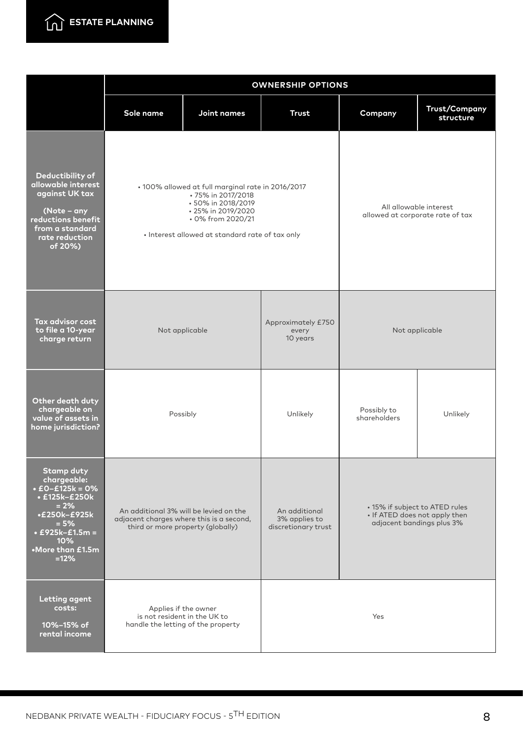| | OWNERSHIP OPTIONS | | | | |
|---|---|---|---|---|---|
| | **Sole name** | **Joint names** | **Trust** | **Company** | **Trust/Company structure** |
| **Deductibility of allowable interest against UK tax (Note – any reductions benefit from a standard rate reduction of 20%)** | • 100% allowed at full marginal rate in 2016/2017 • 75% in 2017/2018 • 50% in 2018/2019 • 25% in 2019/2020 • 0% from 2020/21 • Interest allowed at standard rate of tax only | | | All allowable interest allowed at corporate rate of tax | |
| **Tax advisor cost to file a 10-year charge return** | Not applicable | | Approximately £750 every 10 years | Not applicable | |
| **Other death duty chargeable on value of assets in home jurisdiction?** | Possibly | | Unlikely | Possibly to shareholders | Unlikely |
| **Stamp duty chargeable: • £0–£125k = 0% • £125k–£250k = 2% •£250k–£925k = 5% • £925k–£1.5m = 10% •More than £1.5m =12%** | An additional 3% will be levied on the adjacent charges where this is a second, third or more property (globally) | | An additional 3% applies to discretionary trust | • 15% if subject to ATED rules • If ATED does not apply then adjacent bandings plus 3% | |
| **Letting agent costs: 10%–15% of rental income** | Applies if the owner is not resident in the UK to handle the letting of the property | | Yes | | |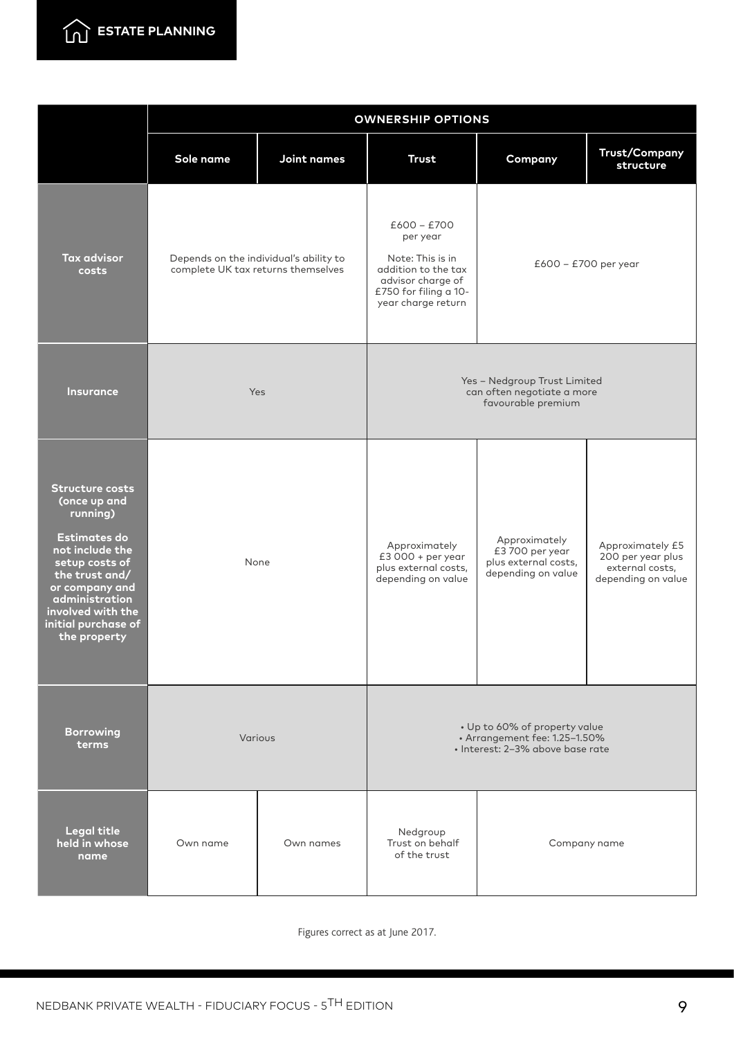| | OWNERSHIP OPTIONS | | | | |
|---|---|---|---|---|---|
| | **Sole name** | **Joint names** | **Trust** | **Company** | **Trust/Company structure** |
| **Tax advisor costs** | Depends on the individual's ability to complete UK tax returns themselves | | £600 – £700 per year<br><br>Note: This is in addition to the tax advisor charge of £750 for filing a 10-year charge return | £600 – £700 per year | |
| **Insurance** | Yes | | Yes – Nedgroup Trust Limited can often negotiate a more favourable premium | | |
| **Structure costs (once up and running)**<br><br>**Estimates do not include the setup costs of the trust and/or company and administration involved with the initial purchase of the property** | None | | Approximately £3 000 + per year plus external costs, depending on value | Approximately £3 700 per year plus external costs, depending on value | Approximately £5 200 per year plus external costs, depending on value |
| **Borrowing terms** | Various | | • Up to 60% of property value<br>• Arrangement fee: 1.25–1.50%<br>• Interest: 2–3% above base rate | | |
| **Legal title held in whose name** | Own name | Own names | Nedgroup Trust on behalf of the trust | Company name | |

Figures correct as at June 2017.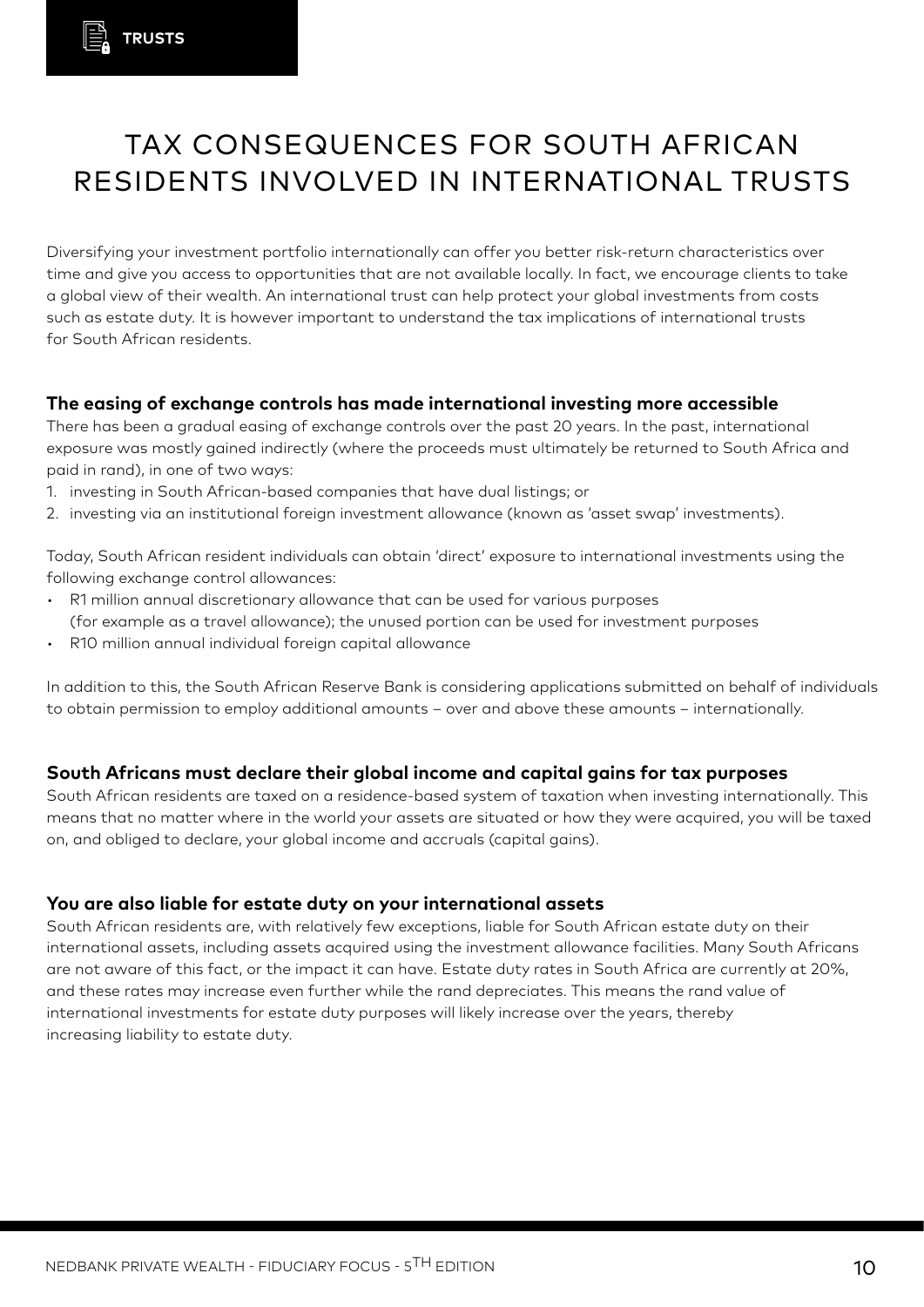# TAX CONSEQUENCES FOR SOUTH AFRICAN RESIDENTS INVOLVED IN INTERNATIONAL TRUSTS

Diversifying your investment portfolio internationally can offer you better risk-return characteristics over time and give you access to opportunities that are not available locally. In fact, we encourage clients to take a global view of their wealth. An international trust can help protect your global investments from costs such as estate duty. It is however important to understand the tax implications of international trusts for South African residents.

### The easing of exchange controls has made international investing more accessible

There has been a gradual easing of exchange controls over the past 20 years. In the past, international exposure was mostly gained indirectly (where the proceeds must ultimately be returned to South Africa and paid in rand), in one of two ways:

1. investing in South African-based companies that have dual listings; or
2. investing via an institutional foreign investment allowance (known as 'asset swap' investments).

Today, South African resident individuals can obtain 'direct' exposure to international investments using the following exchange control allowances:

- R1 million annual discretionary allowance that can be used for various purposes (for example as a travel allowance); the unused portion can be used for investment purposes
- R10 million annual individual foreign capital allowance

In addition to this, the South African Reserve Bank is considering applications submitted on behalf of individuals to obtain permission to employ additional amounts – over and above these amounts – internationally.

### South Africans must declare their global income and capital gains for tax purposes

South African residents are taxed on a residence-based system of taxation when investing internationally. This means that no matter where in the world your assets are situated or how they were acquired, you will be taxed on, and obliged to declare, your global income and accruals (capital gains).

### You are also liable for estate duty on your international assets

South African residents are, with relatively few exceptions, liable for South African estate duty on their international assets, including assets acquired using the investment allowance facilities. Many South Africans are not aware of this fact, or the impact it can have. Estate duty rates in South Africa are currently at 20%, and these rates may increase even further while the rand depreciates. This means the rand value of international investments for estate duty purposes will likely increase over the years, thereby increasing liability to estate duty.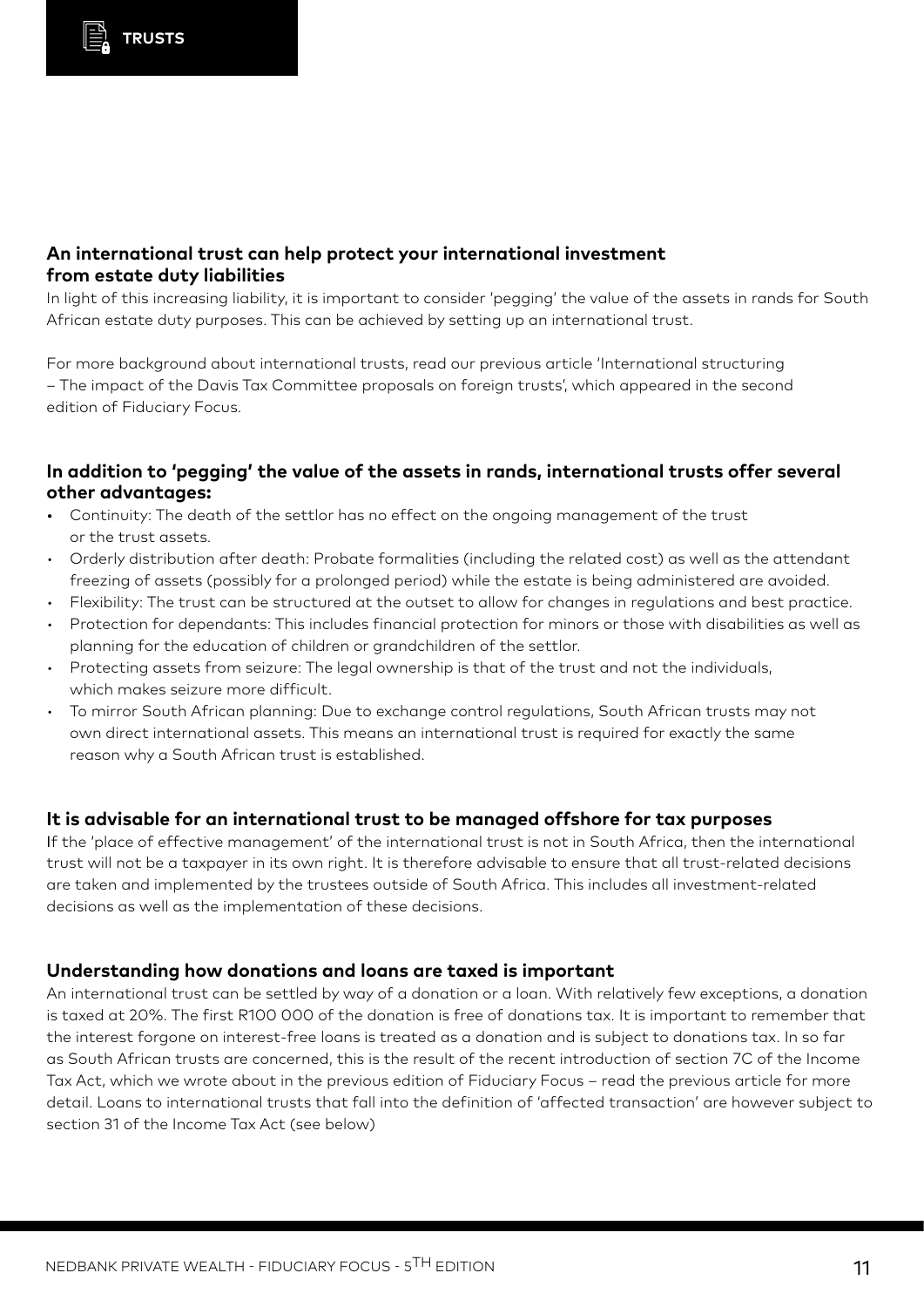## An international trust can help protect your international investment from estate duty liabilities

In light of this increasing liability, it is important to consider 'pegging' the value of the assets in rands for South African estate duty purposes. This can be achieved by setting up an international trust.

For more background about international trusts, read our previous article 'International structuring – The impact of the Davis Tax Committee proposals on foreign trusts', which appeared in the second edition of Fiduciary Focus.

## In addition to 'pegging' the value of the assets in rands, international trusts offer several other advantages:

- Continuity: The death of the settlor has no effect on the ongoing management of the trust or the trust assets.
- Orderly distribution after death: Probate formalities (including the related cost) as well as the attendant freezing of assets (possibly for a prolonged period) while the estate is being administered are avoided.
- Flexibility: The trust can be structured at the outset to allow for changes in regulations and best practice.
- Protection for dependants: This includes financial protection for minors or those with disabilities as well as planning for the education of children or grandchildren of the settlor.
- Protecting assets from seizure: The legal ownership is that of the trust and not the individuals, which makes seizure more difficult.
- To mirror South African planning: Due to exchange control regulations, South African trusts may not own direct international assets. This means an international trust is required for exactly the same reason why a South African trust is established.

## It is advisable for an international trust to be managed offshore for tax purposes

If the 'place of effective management' of the international trust is not in South Africa, then the international trust will not be a taxpayer in its own right. It is therefore advisable to ensure that all trust-related decisions are taken and implemented by the trustees outside of South Africa. This includes all investment-related decisions as well as the implementation of these decisions.

## Understanding how donations and loans are taxed is important

An international trust can be settled by way of a donation or a loan. With relatively few exceptions, a donation is taxed at 20%. The first R100 000 of the donation is free of donations tax. It is important to remember that the interest forgone on interest-free loans is treated as a donation and is subject to donations tax. In so far as South African trusts are concerned, this is the result of the recent introduction of section 7C of the Income Tax Act, which we wrote about in the previous edition of Fiduciary Focus – read the previous article for more detail. Loans to international trusts that fall into the definition of 'affected transaction' are however subject to section 31 of the Income Tax Act (see below)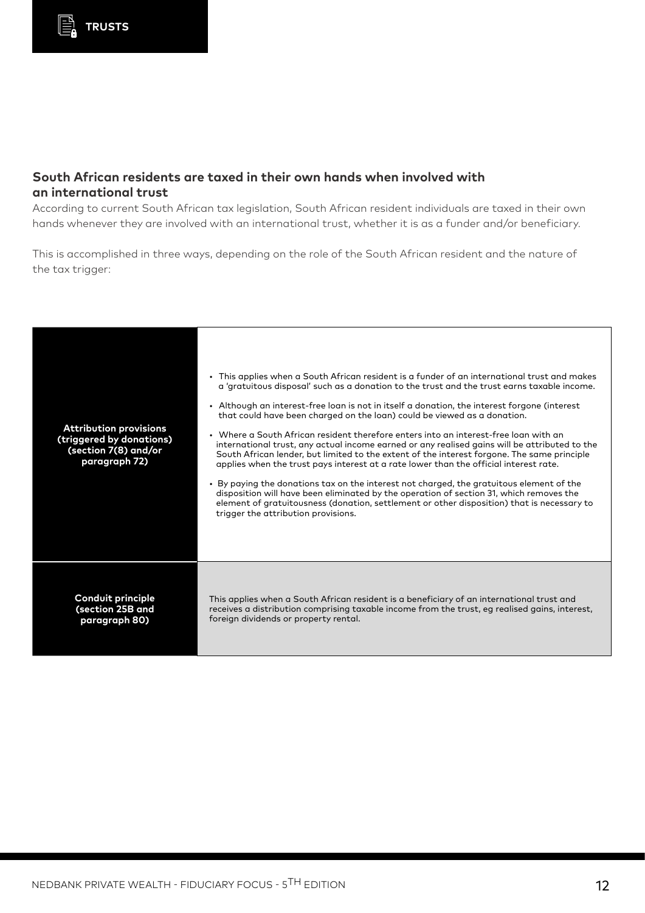## South African residents are taxed in their own hands when involved with an international trust

According to current South African tax legislation, South African resident individuals are taxed in their own hands whenever they are involved with an international trust, whether it is as a funder and/or beneficiary.

This is accomplished in three ways, depending on the role of the South African resident and the nature of the tax trigger:

| | |
|---|---|
| **Attribution provisions (triggered by donations) (section 7(8) and/or paragraph 72)** | • This applies when a South African resident is a funder of an international trust and makes a 'gratuitous disposal' such as a donation to the trust and the trust earns taxable income.<br>• Although an interest-free loan is not in itself a donation, the interest forgone (interest that could have been charged on the loan) could be viewed as a donation.<br>• Where a South African resident therefore enters into an interest-free loan with an international trust, any actual income earned or any realised gains will be attributed to the South African lender, but limited to the extent of the interest forgone. The same principle applies when the trust pays interest at a rate lower than the official interest rate.<br>• By paying the donations tax on the interest not charged, the gratuitous element of the disposition will have been eliminated by the operation of section 31, which removes the element of gratuitousness (donation, settlement or other disposition) that is necessary to trigger the attribution provisions. |
| **Conduit principle (section 25B and paragraph 80)** | This applies when a South African resident is a beneficiary of an international trust and receives a distribution comprising taxable income from the trust, eg realised gains, interest, foreign dividends or property rental. |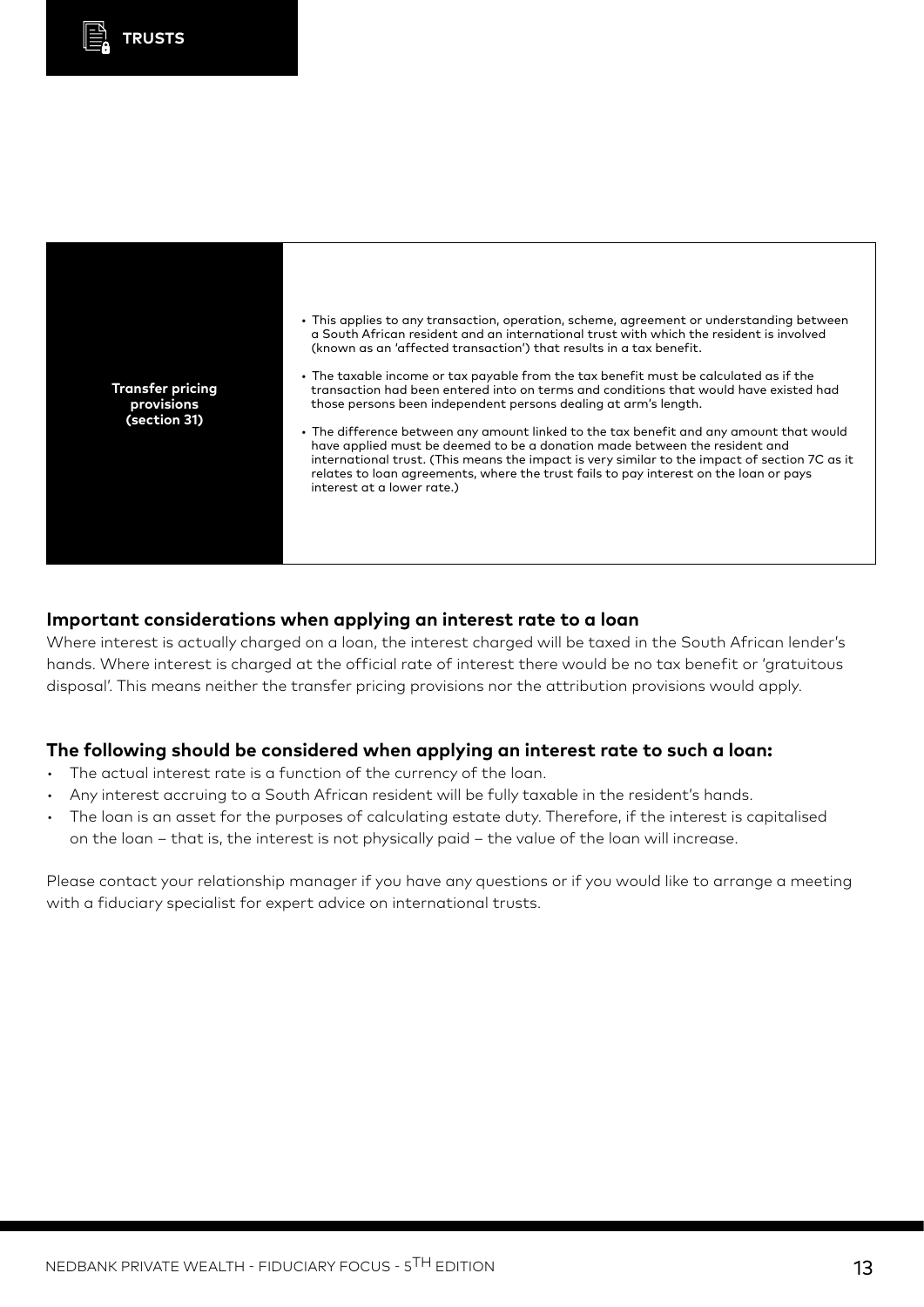| Transfer pricing provisions (section 31) | • This applies to any transaction, operation, scheme, agreement or understanding between a South African resident and an international trust with which the resident is involved (known as an 'affected transaction') that results in a tax benefit.<br>• The taxable income or tax payable from the tax benefit must be calculated as if the transaction had been entered into on terms and conditions that would have existed had those persons been independent persons dealing at arm's length.<br>• The difference between any amount linked to the tax benefit and any amount that would have applied must be deemed to be a donation made between the resident and international trust. (This means the impact is very similar to the impact of section 7C as it relates to loan agreements, where the trust fails to pay interest on the loan or pays interest at a lower rate.) |
|---|---|

### Important considerations when applying an interest rate to a loan

Where interest is actually charged on a loan, the interest charged will be taxed in the South African lender's hands. Where interest is charged at the official rate of interest there would be no tax benefit or 'gratuitous disposal'. This means neither the transfer pricing provisions nor the attribution provisions would apply.

### The following should be considered when applying an interest rate to such a loan:

- The actual interest rate is a function of the currency of the loan.
- Any interest accruing to a South African resident will be fully taxable in the resident's hands.
- The loan is an asset for the purposes of calculating estate duty. Therefore, if the interest is capitalised on the loan – that is, the interest is not physically paid – the value of the loan will increase.

Please contact your relationship manager if you have any questions or if you would like to arrange a meeting with a fiduciary specialist for expert advice on international trusts.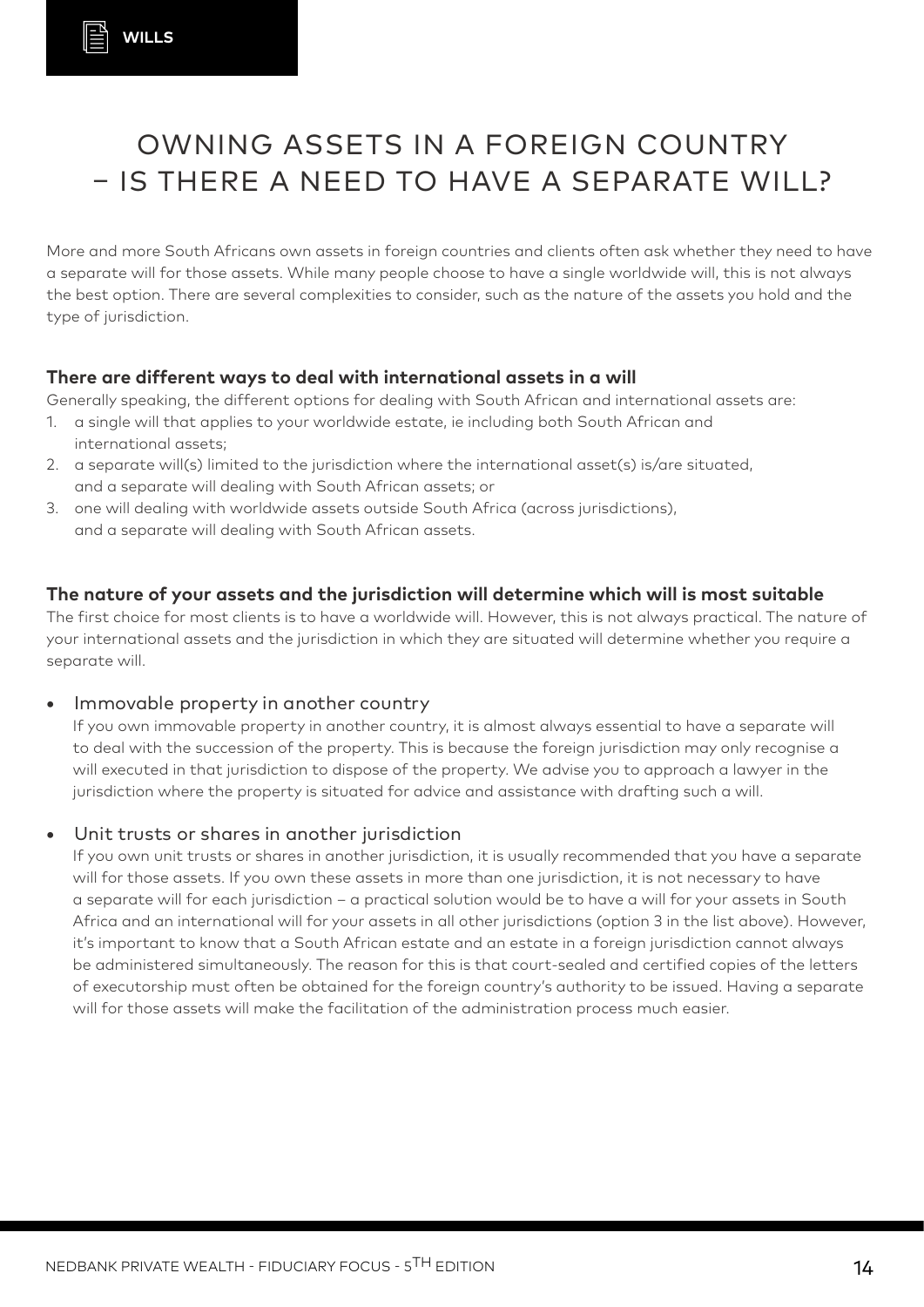# OWNING ASSETS IN A FOREIGN COUNTRY – IS THERE A NEED TO HAVE A SEPARATE WILL?

More and more South Africans own assets in foreign countries and clients often ask whether they need to have a separate will for those assets. While many people choose to have a single worldwide will, this is not always the best option. There are several complexities to consider, such as the nature of the assets you hold and the type of jurisdiction.

### There are different ways to deal with international assets in a will

Generally speaking, the different options for dealing with South African and international assets are:

1. a single will that applies to your worldwide estate, ie including both South African and international assets;
2. a separate will(s) limited to the jurisdiction where the international asset(s) is/are situated, and a separate will dealing with South African assets; or
3. one will dealing with worldwide assets outside South Africa (across jurisdictions), and a separate will dealing with South African assets.

### The nature of your assets and the jurisdiction will determine which will is most suitable

The first choice for most clients is to have a worldwide will. However, this is not always practical. The nature of your international assets and the jurisdiction in which they are situated will determine whether you require a separate will.

- Immovable property in another country

  If you own immovable property in another country, it is almost always essential to have a separate will to deal with the succession of the property. This is because the foreign jurisdiction may only recognise a will executed in that jurisdiction to dispose of the property. We advise you to approach a lawyer in the jurisdiction where the property is situated for advice and assistance with drafting such a will.

- Unit trusts or shares in another jurisdiction

  If you own unit trusts or shares in another jurisdiction, it is usually recommended that you have a separate will for those assets. If you own these assets in more than one jurisdiction, it is not necessary to have a separate will for each jurisdiction – a practical solution would be to have a will for your assets in South Africa and an international will for your assets in all other jurisdictions (option 3 in the list above). However, it's important to know that a South African estate and an estate in a foreign jurisdiction cannot always be administered simultaneously. The reason for this is that court-sealed and certified copies of the letters of executorship must often be obtained for the foreign country's authority to be issued. Having a separate will for those assets will make the facilitation of the administration process much easier.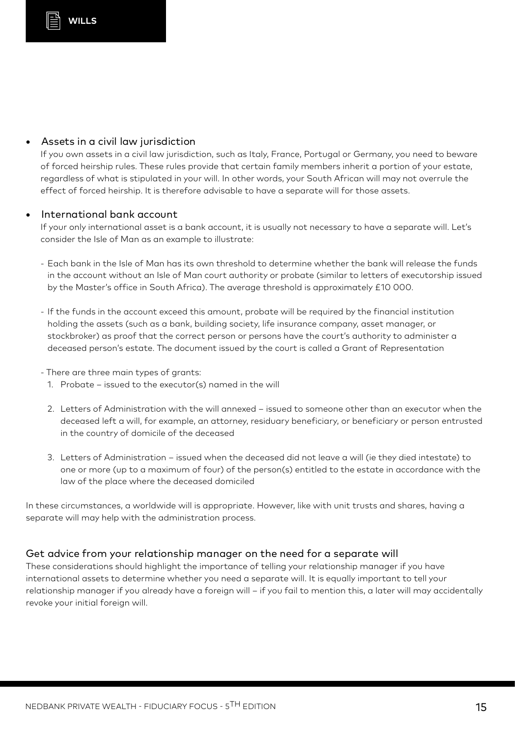- Assets in a civil law jurisdiction

  If you own assets in a civil law jurisdiction, such as Italy, France, Portugal or Germany, you need to beware of forced heirship rules. These rules provide that certain family members inherit a portion of your estate, regardless of what is stipulated in your will. In other words, your South African will may not overrule the effect of forced heirship. It is therefore advisable to have a separate will for those assets.

- International bank account

  If your only international asset is a bank account, it is usually not necessary to have a separate will. Let's consider the Isle of Man as an example to illustrate:

  - Each bank in the Isle of Man has its own threshold to determine whether the bank will release the funds in the account without an Isle of Man court authority or probate (similar to letters of executorship issued by the Master's office in South Africa). The average threshold is approximately £10 000.

  - If the funds in the account exceed this amount, probate will be required by the financial institution holding the assets (such as a bank, building society, life insurance company, asset manager, or stockbroker) as proof that the correct person or persons have the court's authority to administer a deceased person's estate. The document issued by the court is called a Grant of Representation

  - There are three main types of grants:
    1. Probate – issued to the executor(s) named in the will
    2. Letters of Administration with the will annexed – issued to someone other than an executor when the deceased left a will, for example, an attorney, residuary beneficiary, or beneficiary or person entrusted in the country of domicile of the deceased
    3. Letters of Administration – issued when the deceased did not leave a will (ie they died intestate) to one or more (up to a maximum of four) of the person(s) entitled to the estate in accordance with the law of the place where the deceased domiciled

In these circumstances, a worldwide will is appropriate. However, like with unit trusts and shares, having a separate will may help with the administration process.

## Get advice from your relationship manager on the need for a separate will

These considerations should highlight the importance of telling your relationship manager if you have international assets to determine whether you need a separate will. It is equally important to tell your relationship manager if you already have a foreign will – if you fail to mention this, a later will may accidentally revoke your initial foreign will.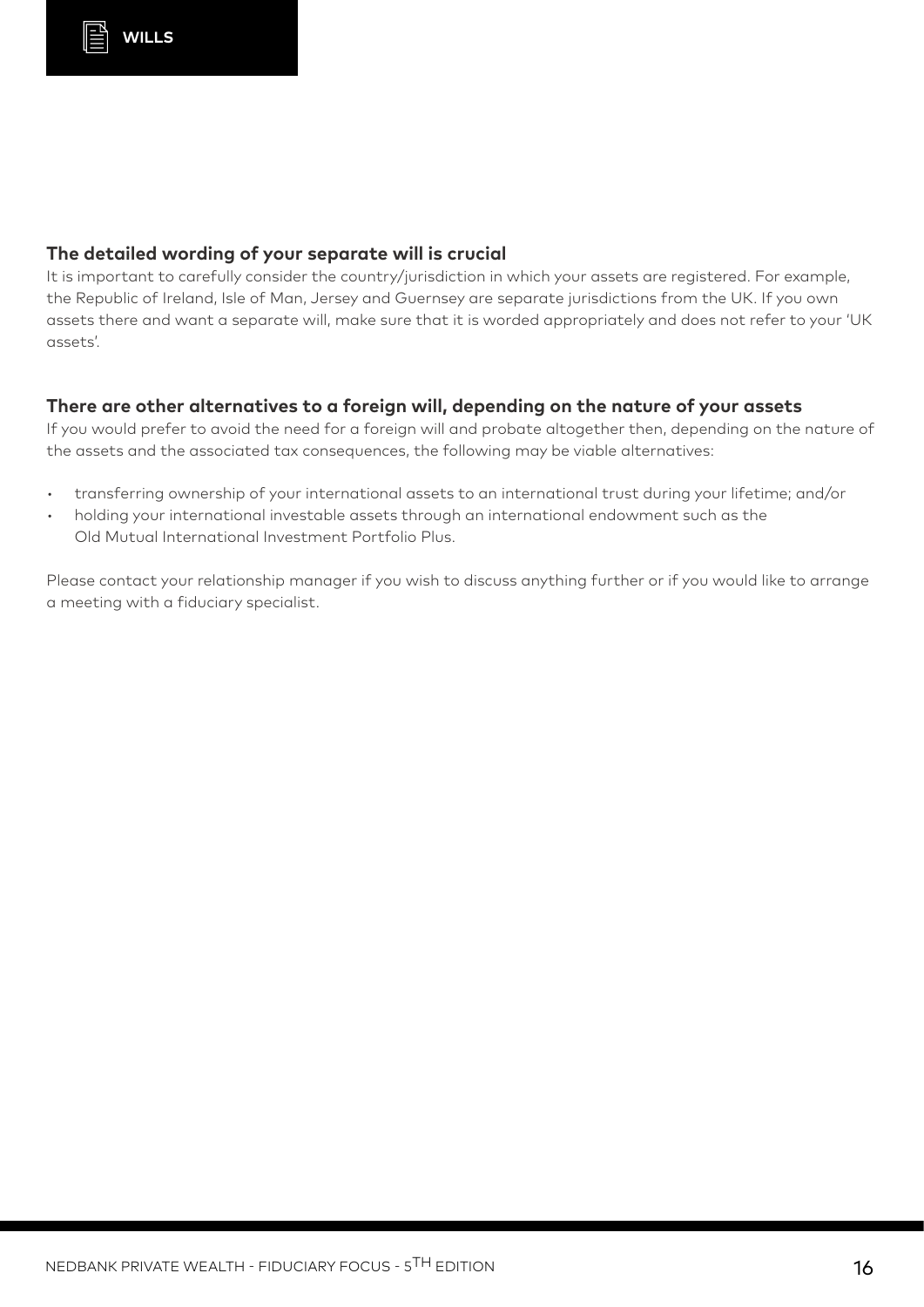### The detailed wording of your separate will is crucial

It is important to carefully consider the country/jurisdiction in which your assets are registered. For example, the Republic of Ireland, Isle of Man, Jersey and Guernsey are separate jurisdictions from the UK. If you own assets there and want a separate will, make sure that it is worded appropriately and does not refer to your 'UK assets'.

### There are other alternatives to a foreign will, depending on the nature of your assets

If you would prefer to avoid the need for a foreign will and probate altogether then, depending on the nature of the assets and the associated tax consequences, the following may be viable alternatives:

- transferring ownership of your international assets to an international trust during your lifetime; and/or
- holding your international investable assets through an international endowment such as the Old Mutual International Investment Portfolio Plus.

Please contact your relationship manager if you wish to discuss anything further or if you would like to arrange a meeting with a fiduciary specialist.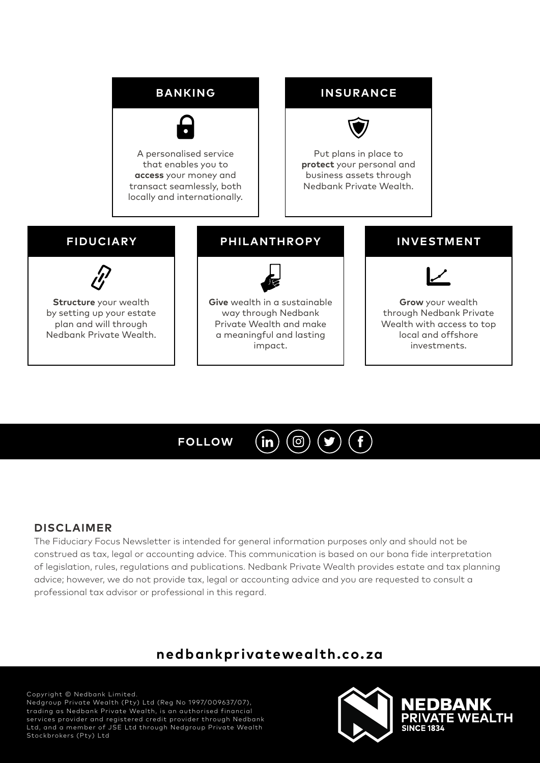## BANKING

A personalised service that enables you to **access** your money and transact seamlessly, both locally and internationally.

## INSURANCE

Put plans in place to **protect** your personal and business assets through Nedbank Private Wealth.

## FIDUCIARY

**Structure** your wealth by setting up your estate plan and will through Nedbank Private Wealth.

## PHILANTHROPY

**Give** wealth in a sustainable way through Nedbank Private Wealth and make a meaningful and lasting impact.

## INVESTMENT

**Grow** your wealth through Nedbank Private Wealth with access to top local and offshore investments.

**FOLLOW**

## DISCLAIMER

The Fiduciary Focus Newsletter is intended for general information purposes only and should not be construed as tax, legal or accounting advice. This communication is based on our bona fide interpretation of legislation, rules, regulations and publications. Nedbank Private Wealth provides estate and tax planning advice; however, we do not provide tax, legal or accounting advice and you are requested to consult a professional tax advisor or professional in this regard.

**nedbankprivatewealth.co.za**

Copyright © Nedbank Limited.
Nedgroup Private Wealth (Pty) Ltd (Reg No 1997/009637/07), trading as Nedbank Private Wealth, is an authorised financial services provider and registered credit provider through Nedbank Ltd, and a member of JSE Ltd through Nedgroup Private Wealth Stockbrokers (Pty) Ltd

NEDBANK PRIVATE WEALTH
SINCE 1834